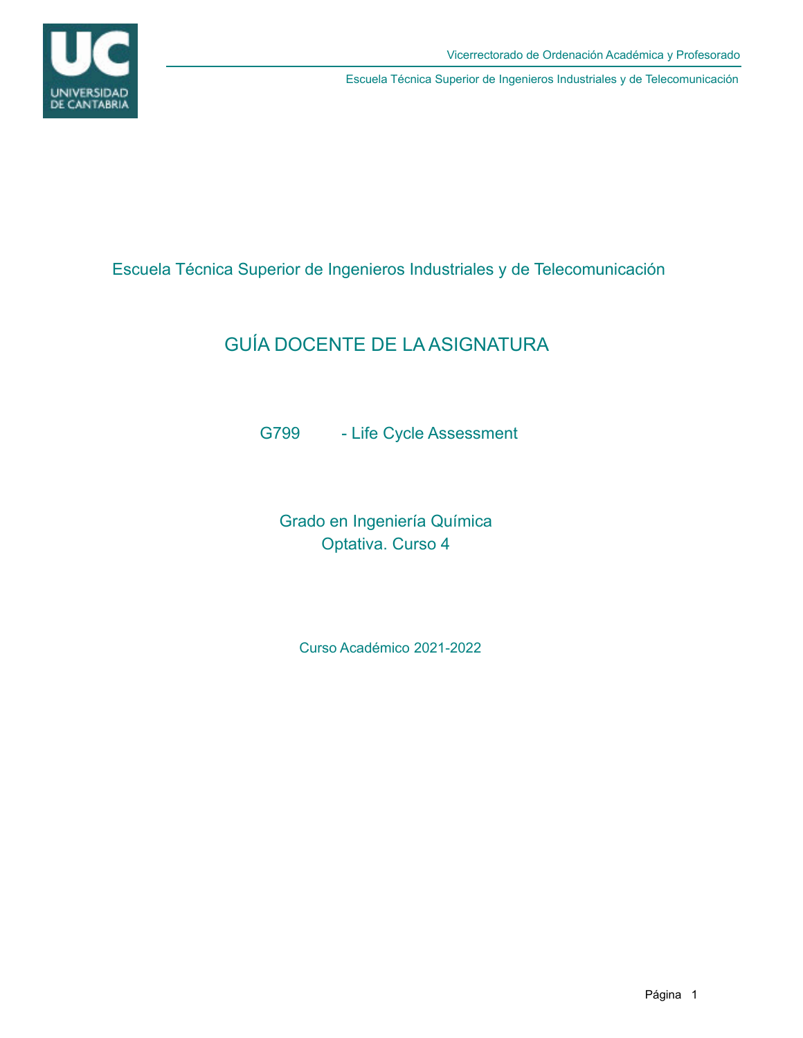Escuela Técnica Superior de Ingenieros Industriales y de Telecomunicación

# GUÍA DOCENTE DE LA ASIGNATURA

## G799 - Life Cycle Assessment

Grado en Ingeniería Química
Optativa. Curso 4

Curso Académico 2021-2022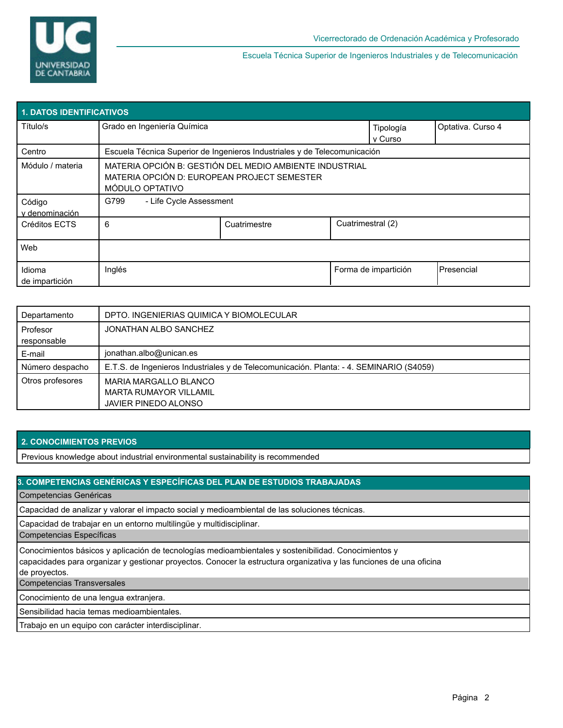Vicerrectorado de Ordenación Académica y Profesorado

Escuela Técnica Superior de Ingenieros Industriales y de Telecomunicación

## 1. DATOS IDENTIFICATIVOS

| | | | |
|---|---|---|---|
| Título/s | Grado en Ingeniería Química | Tipología y Curso | Optativa. Curso 4 |
| Centro | Escuela Técnica Superior de Ingenieros Industriales y de Telecomunicación | | |
| Módulo / materia | MATERIA OPCIÓN B: GESTIÓN DEL MEDIO AMBIENTE INDUSTRIAL<br>MATERIA OPCIÓN D: EUROPEAN PROJECT SEMESTER<br>MÓDULO OPTATIVO | | |
| Código y denominación | G799 - Life Cycle Assessment | | |
| Créditos ECTS | 6 | Cuatrimestre | Cuatrimestral (2) |
| Web | | | |
| Idioma de impartición | Inglés | Forma de impartición | Presencial |

| | |
|---|---|
| Departamento | DPTO. INGENIERIAS QUIMICA Y BIOMOLECULAR |
| Profesor responsable | JONATHAN ALBO SANCHEZ |
| E-mail | jonathan.albo@unican.es |
| Número despacho | E.T.S. de Ingenieros Industriales y de Telecomunicación. Planta: - 4. SEMINARIO (S4059) |
| Otros profesores | MARIA MARGALLO BLANCO<br>MARTA RUMAYOR VILLAMIL<br>JAVIER PINEDO ALONSO |

## 2. CONOCIMIENTOS PREVIOS

Previous knowledge about industrial environmental sustainability is recommended

## 3. COMPETENCIAS GENÉRICAS Y ESPECÍFICAS DEL PLAN DE ESTUDIOS TRABAJADAS

**Competencias Genéricas**

- Capacidad de analizar y valorar el impacto social y medioambiental de las soluciones técnicas.
- Capacidad de trabajar en un entorno multilingüe y multidisciplinar.

**Competencias Específicas**

- Conocimientos básicos y aplicación de tecnologías medioambientales y sostenibilidad. Conocimientos y capacidades para organizar y gestionar proyectos. Conocer la estructura organizativa y las funciones de una oficina de proyectos.

**Competencias Transversales**

- Conocimiento de una lengua extranjera.
- Sensibilidad hacia temas medioambientales.
- Trabajo en un equipo con carácter interdisciplinar.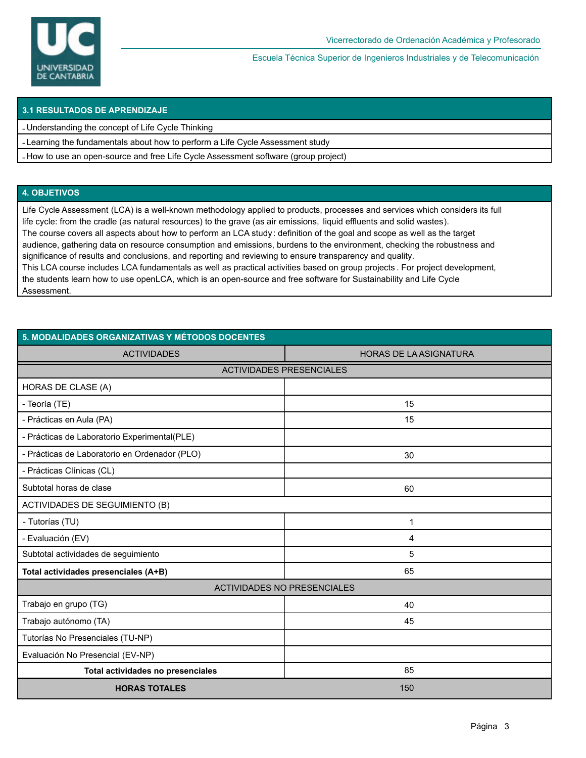## 3.1 RESULTADOS DE APRENDIZAJE

- Understanding the concept of Life Cycle Thinking
- Learning the fundamentals about how to perform a Life Cycle Assessment study
- How to use an open-source and free Life Cycle Assessment software (group project)

## 4. OBJETIVOS

Life Cycle Assessment (LCA) is a well-known methodology applied to products, processes and services which considers its full life cycle: from the cradle (as natural resources) to the grave (as air emissions, liquid effluents and solid wastes).
The course covers all aspects about how to perform an LCA study: definition of the goal and scope as well as the target audience, gathering data on resource consumption and emissions, burdens to the environment, checking the robustness and significance of results and conclusions, and reporting and reviewing to ensure transparency and quality.
This LCA course includes LCA fundamentals as well as practical activities based on group projects. For project development, the students learn how to use openLCA, which is an open-source and free software for Sustainability and Life Cycle Assessment.

## 5. MODALIDADES ORGANIZATIVAS Y MÉTODOS DOCENTES

| ACTIVIDADES | HORAS DE LA ASIGNATURA |
|---|---|
| ACTIVIDADES PRESENCIALES | |
| HORAS DE CLASE (A) | |
| - Teoría (TE) | 15 |
| - Prácticas en Aula (PA) | 15 |
| - Prácticas de Laboratorio Experimental(PLE) | |
| - Prácticas de Laboratorio en Ordenador (PLO) | 30 |
| - Prácticas Clínicas (CL) | |
| Subtotal horas de clase | 60 |
| ACTIVIDADES DE SEGUIMIENTO (B) | |
| - Tutorías (TU) | 1 |
| - Evaluación (EV) | 4 |
| Subtotal actividades de seguimiento | 5 |
| **Total actividades presenciales (A+B)** | 65 |
| ACTIVIDADES NO PRESENCIALES | |
| Trabajo en grupo (TG) | 40 |
| Trabajo autónomo (TA) | 45 |
| Tutorías No Presenciales (TU-NP) | |
| Evaluación No Presencial (EV-NP) | |
| **Total actividades no presenciales** | 85 |
| **HORAS TOTALES** | 150 |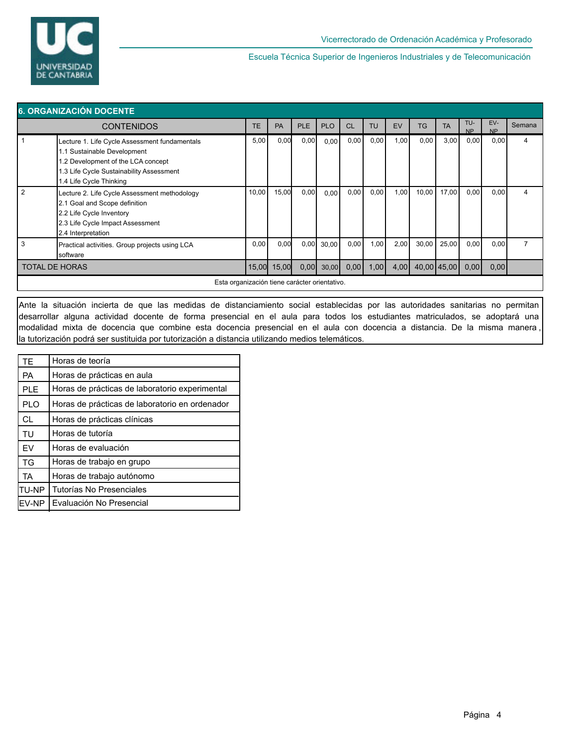## 6. ORGANIZACIÓN DOCENTE

| CONTENIDOS | | TE | PA | PLE | PLO | CL | TU | EV | TG | TA | TU-NP | EV-NP | Semana |
|---|---|---|---|---|---|---|---|---|---|---|---|---|---|
| 1 | Lecture 1. Life Cycle Assessment fundamentals<br>1.1 Sustainable Development<br>1.2 Development of the LCA concept<br>1.3 Life Cycle Sustainability Assessment<br>1.4 Life Cycle Thinking | 5,00 | 0,00 | 0,00 | 0,00 | 0,00 | 0,00 | 1,00 | 0,00 | 3,00 | 0,00 | 0,00 | 4 |
| 2 | Lecture 2. Life Cycle Assessment methodology<br>2.1 Goal and Scope definition<br>2.2 Life Cycle Inventory<br>2.3 Life Cycle Impact Assessment<br>2.4 Interpretation | 10,00 | 15,00 | 0,00 | 0,00 | 0,00 | 0,00 | 1,00 | 10,00 | 17,00 | 0,00 | 0,00 | 4 |
| 3 | Practical activities. Group projects using LCA software | 0,00 | 0,00 | 0,00 | 30,00 | 0,00 | 1,00 | 2,00 | 30,00 | 25,00 | 0,00 | 0,00 | 7 |
| TOTAL DE HORAS | | 15,00 | 15,00 | 0,00 | 30,00 | 0,00 | 1,00 | 4,00 | 40,00 | 45,00 | 0,00 | 0,00 | |

Esta organización tiene carácter orientativo.

Ante la situación incierta de que las medidas de distanciamiento social establecidas por las autoridades sanitarias no permitan desarrollar alguna actividad docente de forma presencial en el aula para todos los estudiantes matriculados, se adoptará una modalidad mixta de docencia que combine esta docencia presencial en el aula con docencia a distancia. De la misma manera, la tutorización podrá ser sustituida por tutorización a distancia utilizando medios telemáticos.

| | |
|---|---|
| TE | Horas de teoría |
| PA | Horas de prácticas en aula |
| PLE | Horas de prácticas de laboratorio experimental |
| PLO | Horas de prácticas de laboratorio en ordenador |
| CL | Horas de prácticas clínicas |
| TU | Horas de tutoría |
| EV | Horas de evaluación |
| TG | Horas de trabajo en grupo |
| TA | Horas de trabajo autónomo |
| TU-NP | Tutorías No Presenciales |
| EV-NP | Evaluación No Presencial |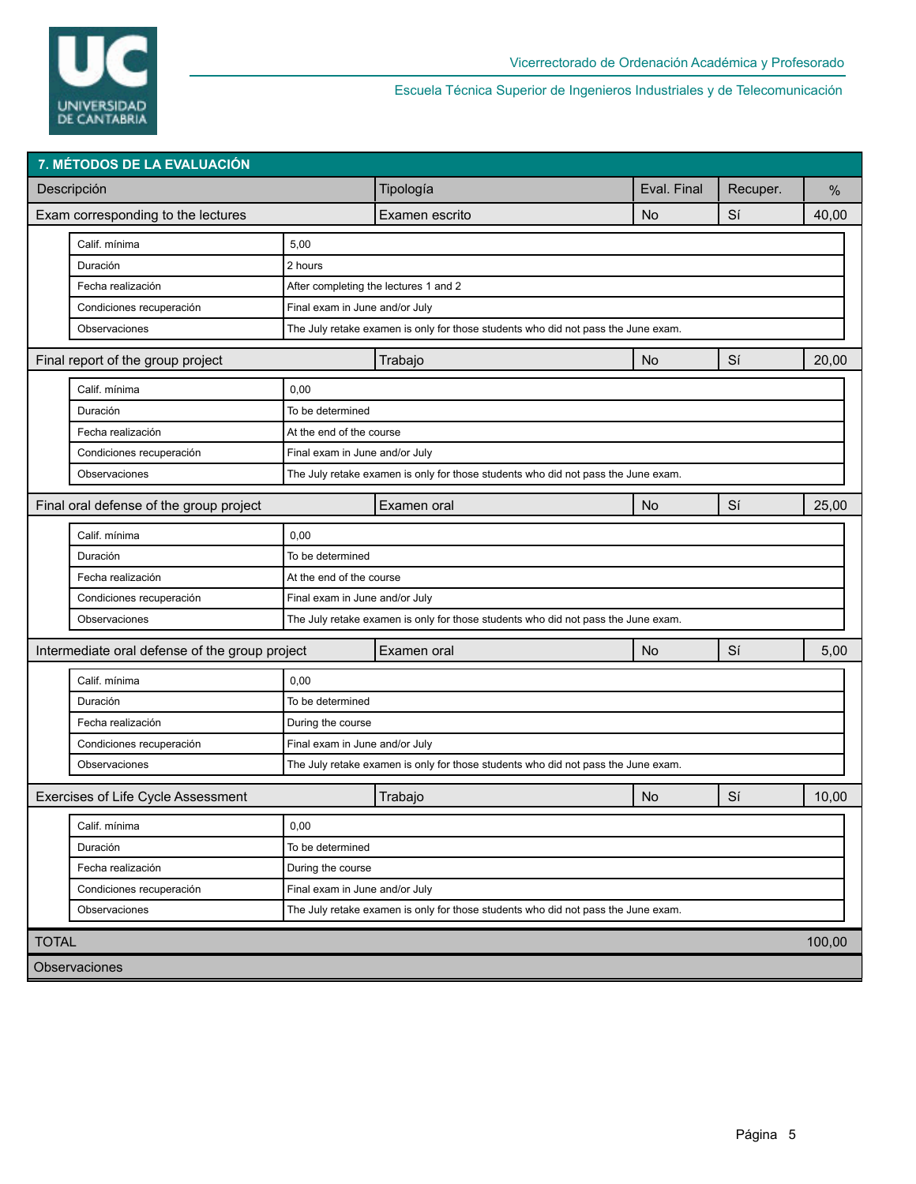## 7. MÉTODOS DE LA EVALUACIÓN

| Descripción | Tipología | Eval. Final | Recuper. | % |
|---|---|---|---|---|
| Exam corresponding to the lectures | Examen escrito | No | Sí | 40,00 |

| | |
|---|---|
| Calif. mínima | 5,00 |
| Duración | 2 hours |
| Fecha realización | After completing the lectures 1 and 2 |
| Condiciones recuperación | Final exam in June and/or July |
| Observaciones | The July retake examen is only for those students who did not pass the June exam. |

| Descripción | Tipología | Eval. Final | Recuper. | % |
|---|---|---|---|---|
| Final report of the group project | Trabajo | No | Sí | 20,00 |

| | |
|---|---|
| Calif. mínima | 0,00 |
| Duración | To be determined |
| Fecha realización | At the end of the course |
| Condiciones recuperación | Final exam in June and/or July |
| Observaciones | The July retake examen is only for those students who did not pass the June exam. |

| Descripción | Tipología | Eval. Final | Recuper. | % |
|---|---|---|---|---|
| Final oral defense of the group project | Examen oral | No | Sí | 25,00 |

| | |
|---|---|
| Calif. mínima | 0,00 |
| Duración | To be determined |
| Fecha realización | At the end of the course |
| Condiciones recuperación | Final exam in June and/or July |
| Observaciones | The July retake examen is only for those students who did not pass the June exam. |

| Descripción | Tipología | Eval. Final | Recuper. | % |
|---|---|---|---|---|
| Intermediate oral defense of the group project | Examen oral | No | Sí | 5,00 |

| | |
|---|---|
| Calif. mínima | 0,00 |
| Duración | To be determined |
| Fecha realización | During the course |
| Condiciones recuperación | Final exam in June and/or July |
| Observaciones | The July retake examen is only for those students who did not pass the June exam. |

| Descripción | Tipología | Eval. Final | Recuper. | % |
|---|---|---|---|---|
| Exercises of Life Cycle Assessment | Trabajo | No | Sí | 10,00 |

| | |
|---|---|
| Calif. mínima | 0,00 |
| Duración | To be determined |
| Fecha realización | During the course |
| Condiciones recuperación | Final exam in June and/or July |
| Observaciones | The July retake examen is only for those students who did not pass the June exam. |

| TOTAL | 100,00 |
|---|---|

**Observaciones**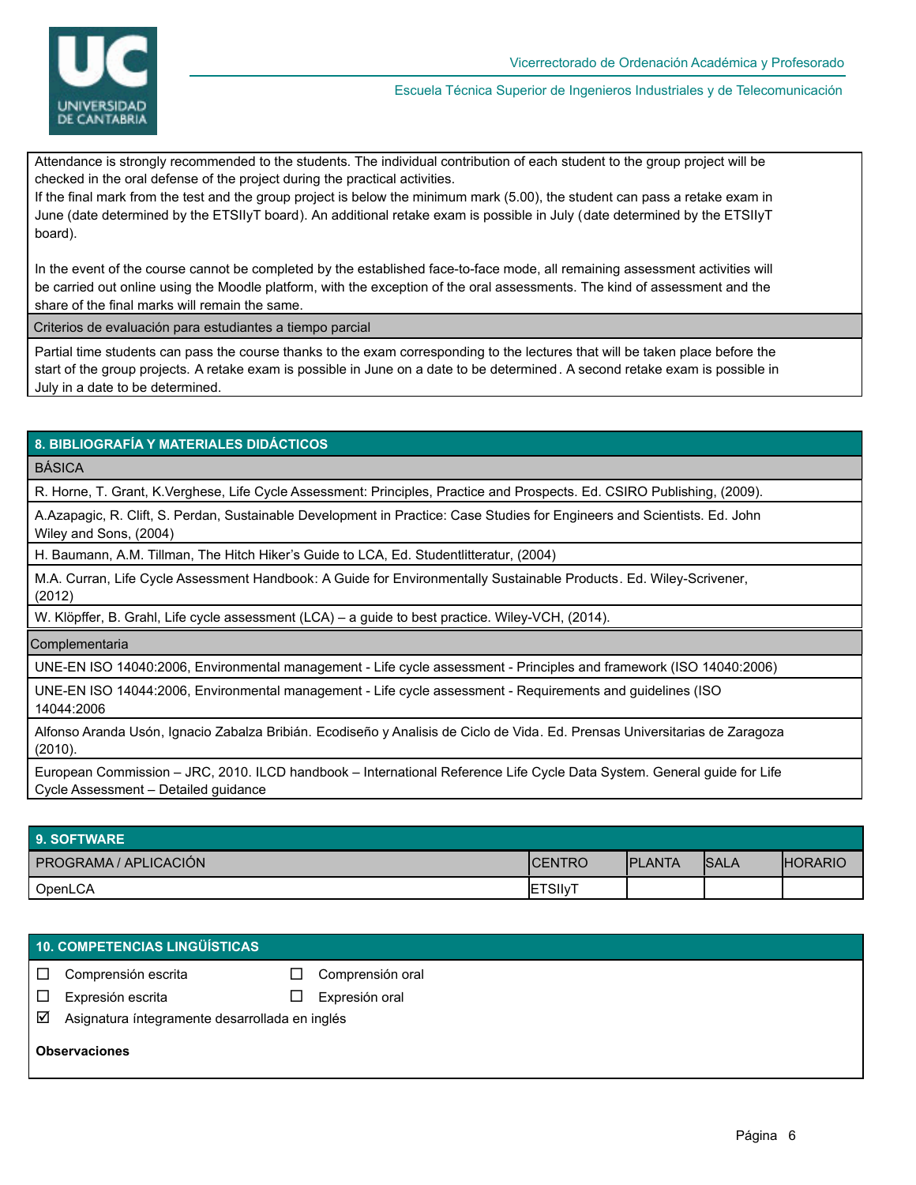Attendance is strongly recommended to the students. The individual contribution of each student to the group project will be checked in the oral defense of the project during the practical activities.
If the final mark from the test and the group project is below the minimum mark (5.00), the student can pass a retake exam in June (date determined by the ETSIIyT board). An additional retake exam is possible in July (date determined by the ETSIIyT board).

In the event of the course cannot be completed by the established face-to-face mode, all remaining assessment activities will be carried out online using the Moodle platform, with the exception of the oral assessments. The kind of assessment and the share of the final marks will remain the same.

**Criterios de evaluación para estudiantes a tiempo parcial**

Partial time students can pass the course thanks to the exam corresponding to the lectures that will be taken place before the start of the group projects. A retake exam is possible in June on a date to be determined. A second retake exam is possible in July in a date to be determined.

## 8. BIBLIOGRAFÍA Y MATERIALES DIDÁCTICOS

### BÁSICA

R. Horne, T. Grant, K.Verghese, Life Cycle Assessment: Principles, Practice and Prospects. Ed. CSIRO Publishing, (2009).

A.Azapagic, R. Clift, S. Perdan, Sustainable Development in Practice: Case Studies for Engineers and Scientists. Ed. John Wiley and Sons, (2004)

H. Baumann, A.M. Tillman, The Hitch Hiker's Guide to LCA, Ed. Studentlitteratur, (2004)

M.A. Curran, Life Cycle Assessment Handbook: A Guide for Environmentally Sustainable Products. Ed. Wiley-Scrivener, (2012)

W. Klöpffer, B. Grahl, Life cycle assessment (LCA) – a guide to best practice. Wiley-VCH, (2014).

### Complementaria

UNE-EN ISO 14040:2006, Environmental management - Life cycle assessment - Principles and framework (ISO 14040:2006)

UNE-EN ISO 14044:2006, Environmental management - Life cycle assessment - Requirements and guidelines (ISO 14044:2006

Alfonso Aranda Usón, Ignacio Zabalza Bribián. Ecodiseño y Analisis de Ciclo de Vida. Ed. Prensas Universitarias de Zaragoza (2010).

European Commission – JRC, 2010. ILCD handbook – International Reference Life Cycle Data System. General guide for Life Cycle Assessment – Detailed guidance

## 9. SOFTWARE

| PROGRAMA / APLICACIÓN | CENTRO | PLANTA | SALA | HORARIO |
| --- | --- | --- | --- | --- |
| OpenLCA | ETSIIyT | | | |

## 10. COMPETENCIAS LINGÜÍSTICAS

- ☐ Comprensión escrita
- ☐ Comprensión oral
- ☐ Expresión escrita
- ☐ Expresión oral
- ☑ Asignatura íntegramente desarrollada en inglés

**Observaciones**